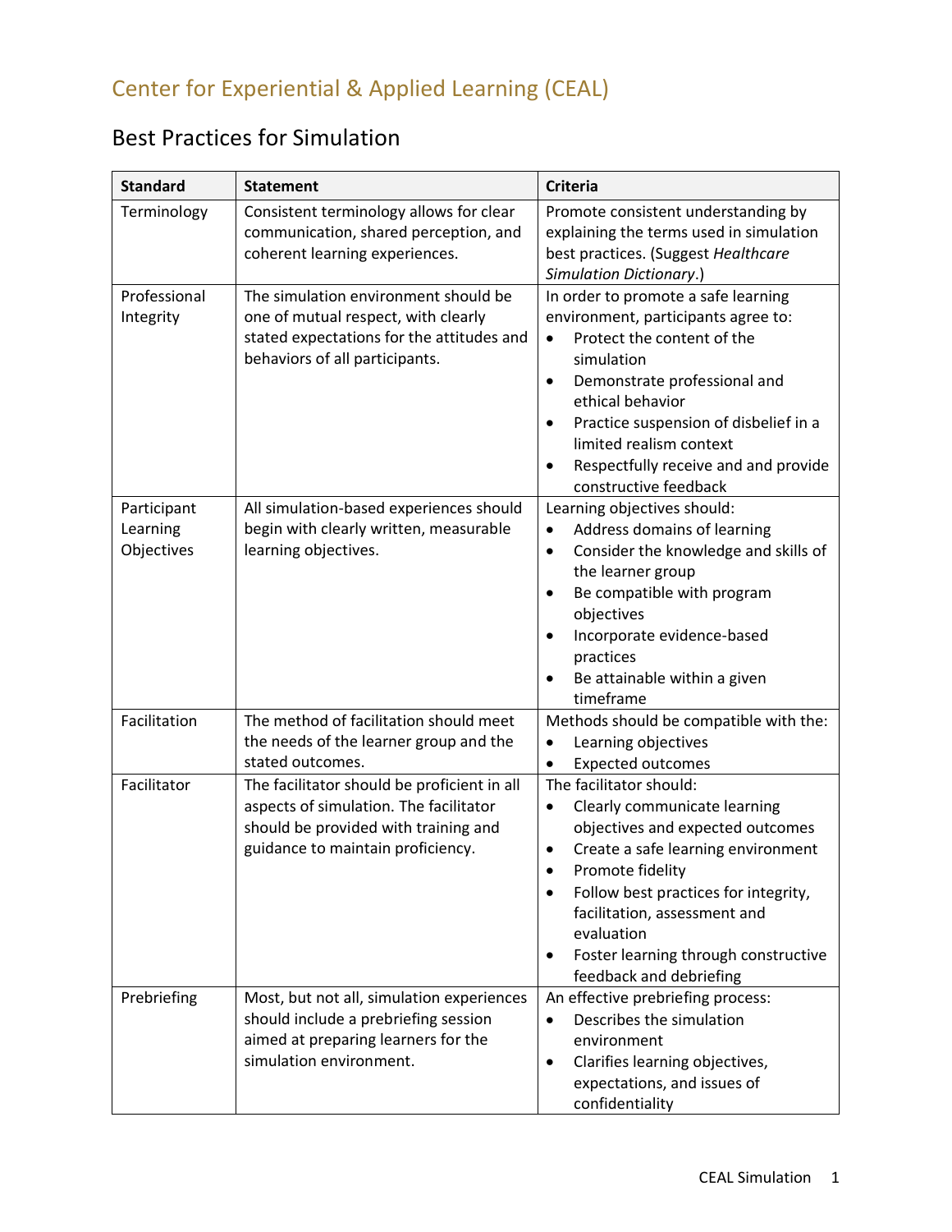## Center for Experiential & Applied Learning (CEAL)

### Best Practices for Simulation

| Standard | Statement | Criteria |
|---|---|---|
| Terminology | Consistent terminology allows for clear communication, shared perception, and coherent learning experiences. | Promote consistent understanding by explaining the terms used in simulation best practices. (Suggest *Healthcare Simulation Dictionary*.) |
| Professional Integrity | The simulation environment should be one of mutual respect, with clearly stated expectations for the attitudes and behaviors of all participants. | In order to promote a safe learning environment, participants agree to:<br>• Protect the content of the simulation<br>• Demonstrate professional and ethical behavior<br>• Practice suspension of disbelief in a limited realism context<br>• Respectfully receive and and provide constructive feedback |
| Participant Learning Objectives | All simulation-based experiences should begin with clearly written, measurable learning objectives. | Learning objectives should:<br>• Address domains of learning<br>• Consider the knowledge and skills of the learner group<br>• Be compatible with program objectives<br>• Incorporate evidence-based practices<br>• Be attainable within a given timeframe |
| Facilitation | The method of facilitation should meet the needs of the learner group and the stated outcomes. | Methods should be compatible with the:<br>• Learning objectives<br>• Expected outcomes |
| Facilitator | The facilitator should be proficient in all aspects of simulation. The facilitator should be provided with training and guidance to maintain proficiency. | The facilitator should:<br>• Clearly communicate learning objectives and expected outcomes<br>• Create a safe learning environment<br>• Promote fidelity<br>• Follow best practices for integrity, facilitation, assessment and evaluation<br>• Foster learning through constructive feedback and debriefing |
| Prebriefing | Most, but not all, simulation experiences should include a prebriefing session aimed at preparing learners for the simulation environment. | An effective prebriefing process:<br>• Describes the simulation environment<br>• Clarifies learning objectives, expectations, and issues of confidentiality |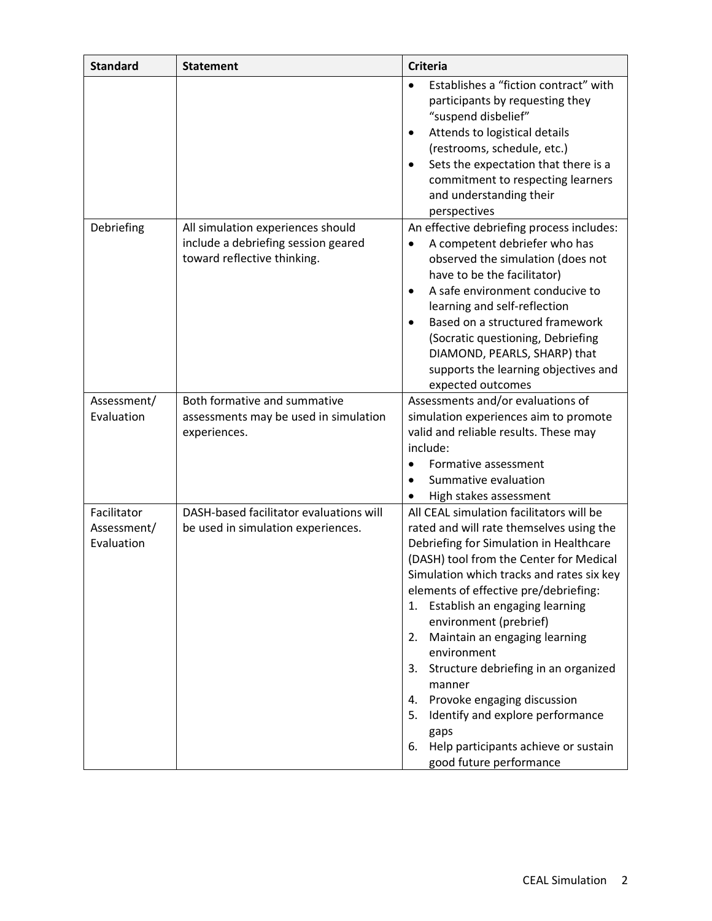| Standard | Statement | Criteria |
|---|---|---|
| | | • Establishes a "fiction contract" with participants by requesting they "suspend disbelief"<br>• Attends to logistical details (restrooms, schedule, etc.)<br>• Sets the expectation that there is a commitment to respecting learners and understanding their perspectives |
| Debriefing | All simulation experiences should include a debriefing session geared toward reflective thinking. | An effective debriefing process includes:<br>• A competent debriefer who has observed the simulation (does not have to be the facilitator)<br>• A safe environment conducive to learning and self-reflection<br>• Based on a structured framework (Socratic questioning, Debriefing DIAMOND, PEARLS, SHARP) that supports the learning objectives and expected outcomes |
| Assessment/ Evaluation | Both formative and summative assessments may be used in simulation experiences. | Assessments and/or evaluations of simulation experiences aim to promote valid and reliable results. These may include:<br>• Formative assessment<br>• Summative evaluation<br>• High stakes assessment |
| Facilitator Assessment/ Evaluation | DASH-based facilitator evaluations will be used in simulation experiences. | All CEAL simulation facilitators will be rated and will rate themselves using the Debriefing for Simulation in Healthcare (DASH) tool from the Center for Medical Simulation which tracks and rates six key elements of effective pre/debriefing:<br>1. Establish an engaging learning environment (prebrief)<br>2. Maintain an engaging learning environment<br>3. Structure debriefing in an organized manner<br>4. Provoke engaging discussion<br>5. Identify and explore performance gaps<br>6. Help participants achieve or sustain good future performance |